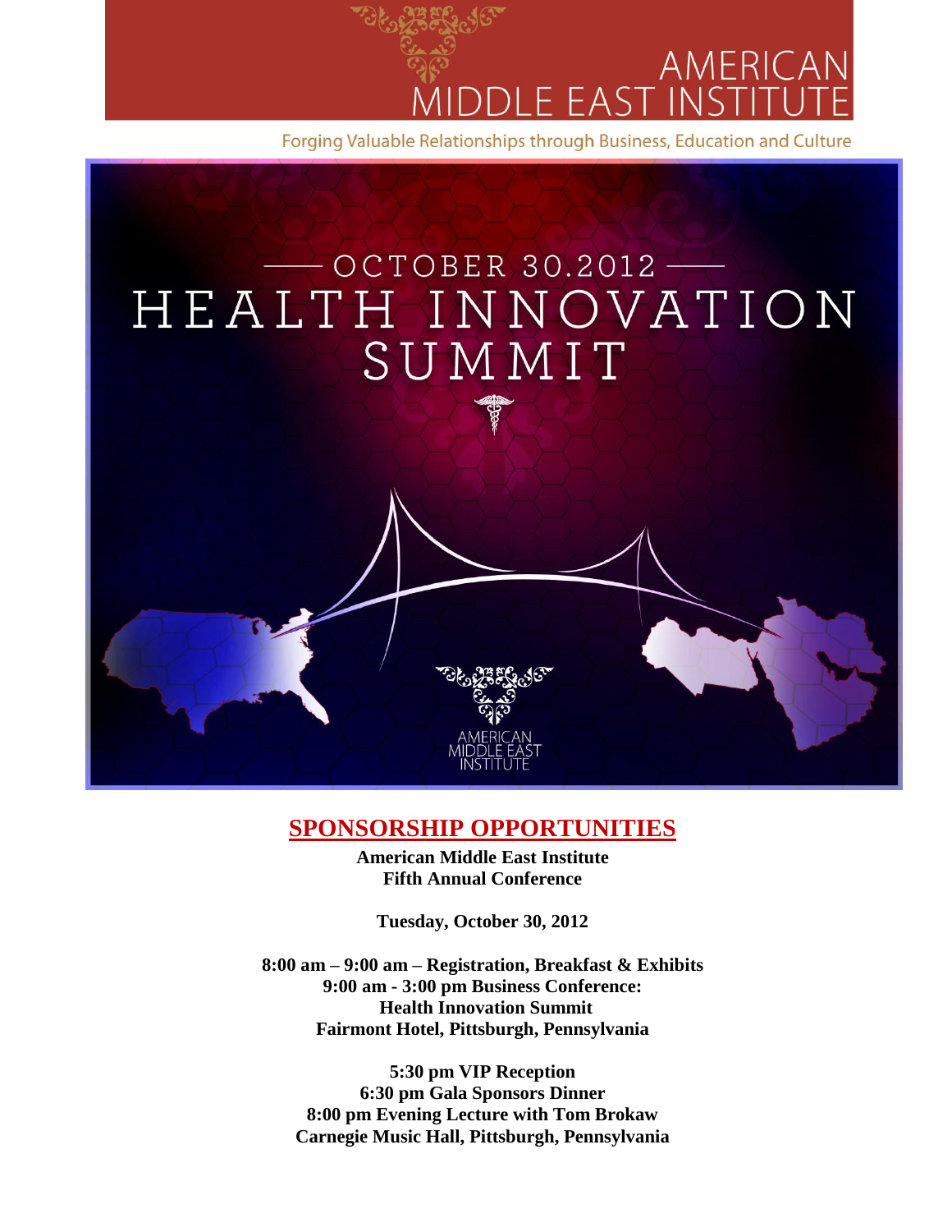# AMERICAN MIDDLE EAST INSTITUTE

Forging Valuable Relationships through Business, Education and Culture

OCTOBER 30.2012

# HEALTH INNOVATION SUMMIT

AMERICAN MIDDLE EAST INSTITUTE

## SPONSORSHIP OPPORTUNITIES

**American Middle East Institute**
**Fifth Annual Conference**

**Tuesday, October 30, 2012**

**8:00 am – 9:00 am – Registration, Breakfast & Exhibits**
**9:00 am - 3:00 pm Business Conference:**
**Health Innovation Summit**
**Fairmont Hotel, Pittsburgh, Pennsylvania**

**5:30 pm VIP Reception**
**6:30 pm Gala Sponsors Dinner**
**8:00 pm Evening Lecture with Tom Brokaw**
**Carnegie Music Hall, Pittsburgh, Pennsylvania**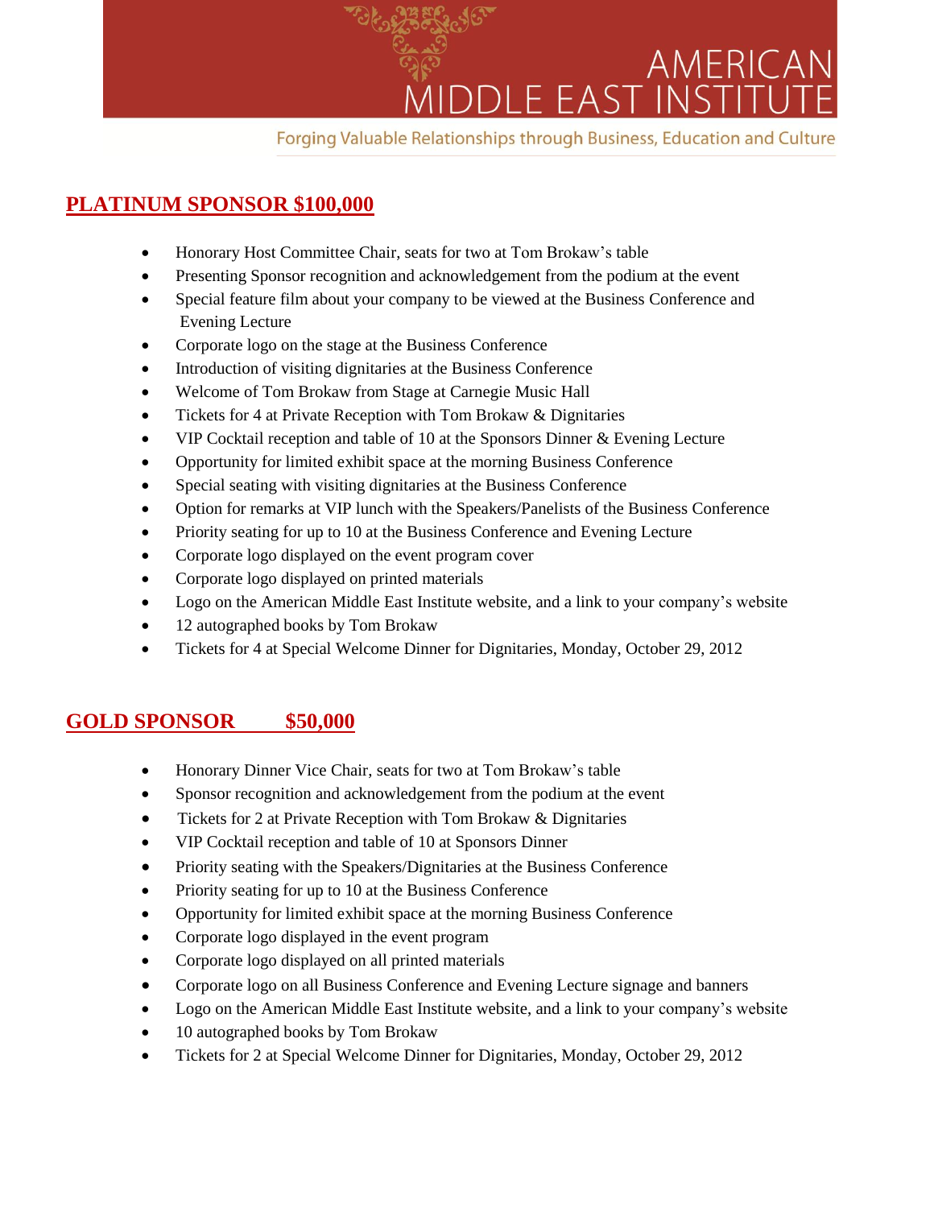# AMERICAN MIDDLE EAST INSTITUTE

Forging Valuable Relationships through Business, Education and Culture

## PLATINUM SPONSOR $100,000

- Honorary Host Committee Chair, seats for two at Tom Brokaw's table
- Presenting Sponsor recognition and acknowledgement from the podium at the event
- Special feature film about your company to be viewed at the Business Conference and Evening Lecture
- Corporate logo on the stage at the Business Conference
- Introduction of visiting dignitaries at the Business Conference
- Welcome of Tom Brokaw from Stage at Carnegie Music Hall
- Tickets for 4 at Private Reception with Tom Brokaw & Dignitaries
- VIP Cocktail reception and table of 10 at the Sponsors Dinner & Evening Lecture
- Opportunity for limited exhibit space at the morning Business Conference
- Special seating with visiting dignitaries at the Business Conference
- Option for remarks at VIP lunch with the Speakers/Panelists of the Business Conference
- Priority seating for up to 10 at the Business Conference and Evening Lecture
- Corporate logo displayed on the event program cover
- Corporate logo displayed on printed materials
- Logo on the American Middle East Institute website, and a link to your company's website
- 12 autographed books by Tom Brokaw
- Tickets for 4 at Special Welcome Dinner for Dignitaries, Monday, October 29, 2012

## GOLD SPONSOR $50,000

- Honorary Dinner Vice Chair, seats for two at Tom Brokaw's table
- Sponsor recognition and acknowledgement from the podium at the event
- Tickets for 2 at Private Reception with Tom Brokaw & Dignitaries
- VIP Cocktail reception and table of 10 at Sponsors Dinner
- Priority seating with the Speakers/Dignitaries at the Business Conference
- Priority seating for up to 10 at the Business Conference
- Opportunity for limited exhibit space at the morning Business Conference
- Corporate logo displayed in the event program
- Corporate logo displayed on all printed materials
- Corporate logo on all Business Conference and Evening Lecture signage and banners
- Logo on the American Middle East Institute website, and a link to your company's website
- 10 autographed books by Tom Brokaw
- Tickets for 2 at Special Welcome Dinner for Dignitaries, Monday, October 29, 2012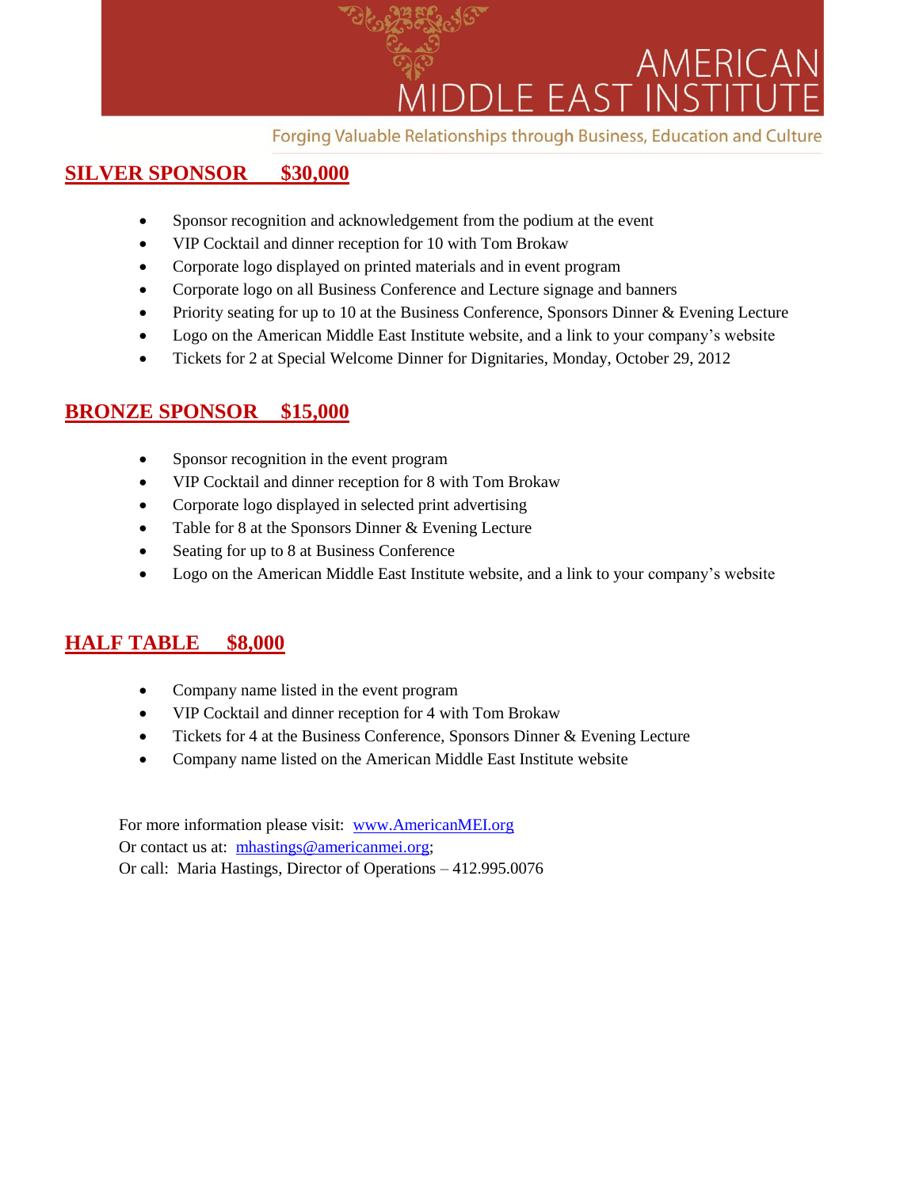# AMERICAN MIDDLE EAST INSTITUTE

Forging Valuable Relationships through Business, Education and Culture

## SILVER SPONSOR $30,000

- Sponsor recognition and acknowledgement from the podium at the event
- VIP Cocktail and dinner reception for 10 with Tom Brokaw
- Corporate logo displayed on printed materials and in event program
- Corporate logo on all Business Conference and Lecture signage and banners
- Priority seating for up to 10 at the Business Conference, Sponsors Dinner & Evening Lecture
- Logo on the American Middle East Institute website, and a link to your company's website
- Tickets for 2 at Special Welcome Dinner for Dignitaries, Monday, October 29, 2012

## BRONZE SPONSOR $15,000

- Sponsor recognition in the event program
- VIP Cocktail and dinner reception for 8 with Tom Brokaw
- Corporate logo displayed in selected print advertising
- Table for 8 at the Sponsors Dinner & Evening Lecture
- Seating for up to 8 at Business Conference
- Logo on the American Middle East Institute website, and a link to your company's website

## HALF TABLE $8,000

- Company name listed in the event program
- VIP Cocktail and dinner reception for 4 with Tom Brokaw
- Tickets for 4 at the Business Conference, Sponsors Dinner & Evening Lecture
- Company name listed on the American Middle East Institute website

For more information please visit: www.AmericanMEI.org
Or contact us at: mhastings@americanmei.org;
Or call: Maria Hastings, Director of Operations – 412.995.0076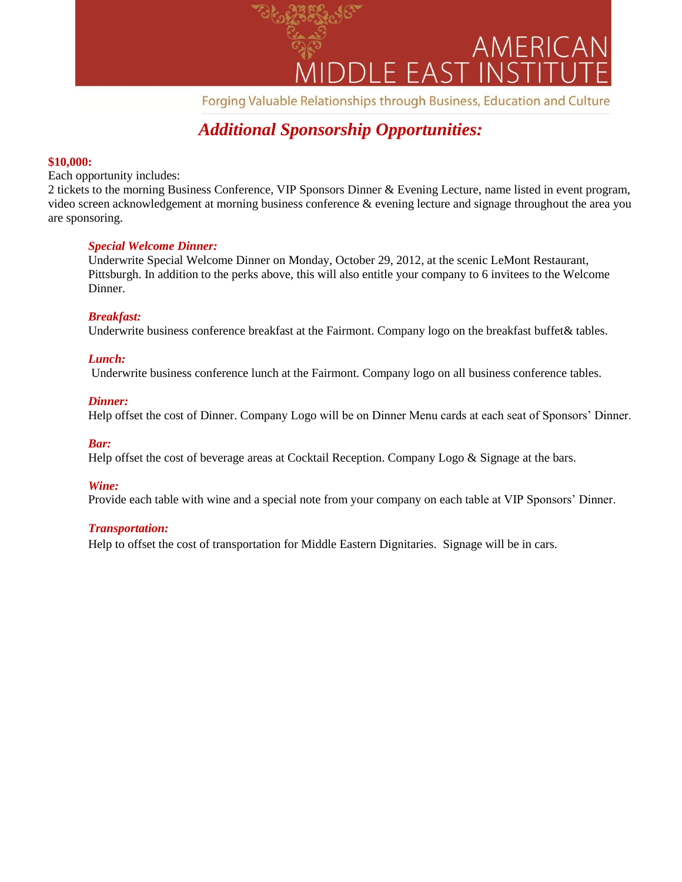# AMERICAN MIDDLE EAST INSTITUTE

Forging Valuable Relationships through Business, Education and Culture

## *Additional Sponsorship Opportunities:*

**$10,000:**

Each opportunity includes:

2 tickets to the morning Business Conference, VIP Sponsors Dinner & Evening Lecture, name listed in event program, video screen acknowledgement at morning business conference & evening lecture and signage throughout the area you are sponsoring.

***Special Welcome Dinner:***
Underwrite Special Welcome Dinner on Monday, October 29, 2012, at the scenic LeMont Restaurant, Pittsburgh. In addition to the perks above, this will also entitle your company to 6 invitees to the Welcome Dinner.

***Breakfast:***
Underwrite business conference breakfast at the Fairmont. Company logo on the breakfast buffet& tables.

***Lunch:***
Underwrite business conference lunch at the Fairmont. Company logo on all business conference tables.

***Dinner:***
Help offset the cost of Dinner. Company Logo will be on Dinner Menu cards at each seat of Sponsors' Dinner.

***Bar:***
Help offset the cost of beverage areas at Cocktail Reception. Company Logo & Signage at the bars.

***Wine:***
Provide each table with wine and a special note from your company on each table at VIP Sponsors' Dinner.

***Transportation:***
Help to offset the cost of transportation for Middle Eastern Dignitaries. Signage will be in cars.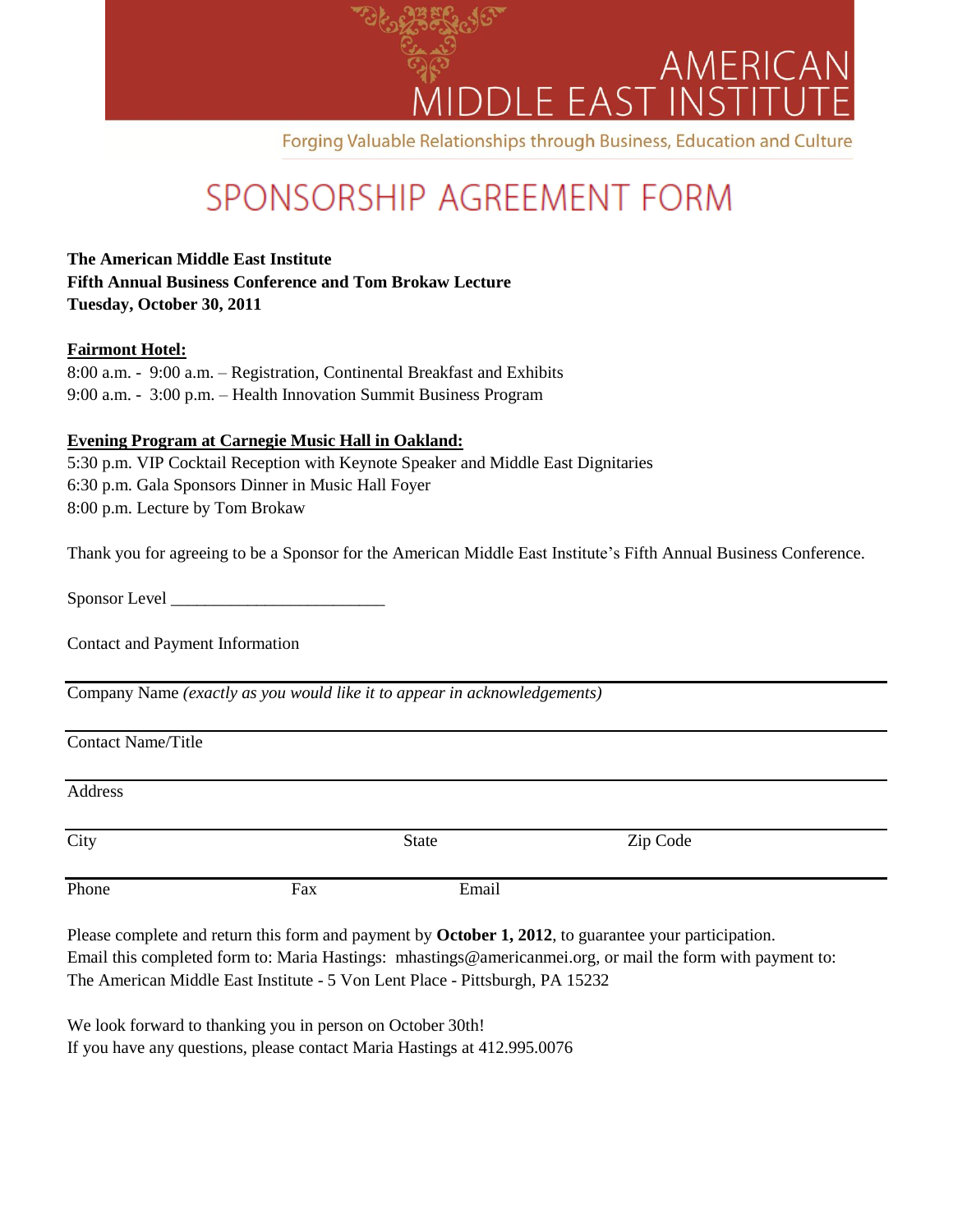# AMERICAN MIDDLE EAST INSTITUTE

Forging Valuable Relationships through Business, Education and Culture

# SPONSORSHIP AGREEMENT FORM

**The American Middle East Institute**
**Fifth Annual Business Conference and Tom Brokaw Lecture**
**Tuesday, October 30, 2011**

**Fairmont Hotel:**

8:00 a.m. - 9:00 a.m. – Registration, Continental Breakfast and Exhibits
9:00 a.m. - 3:00 p.m. – Health Innovation Summit Business Program

**Evening Program at Carnegie Music Hall in Oakland:**

5:30 p.m. VIP Cocktail Reception with Keynote Speaker and Middle East Dignitaries
6:30 p.m. Gala Sponsors Dinner in Music Hall Foyer
8:00 p.m. Lecture by Tom Brokaw

Thank you for agreeing to be a Sponsor for the American Middle East Institute's Fifth Annual Business Conference.

Sponsor Level _________________________

Contact and Payment Information

Company Name *(exactly as you would like it to appear in acknowledgements)*

Contact Name/Title

Address

City State Zip Code

Phone Fax Email

Please complete and return this form and payment by **October 1, 2012**, to guarantee your participation.
Email this completed form to: Maria Hastings: mhastings@americanmei.org, or mail the form with payment to:
The American Middle East Institute - 5 Von Lent Place - Pittsburgh, PA 15232

We look forward to thanking you in person on October 30th!
If you have any questions, please contact Maria Hastings at 412.995.0076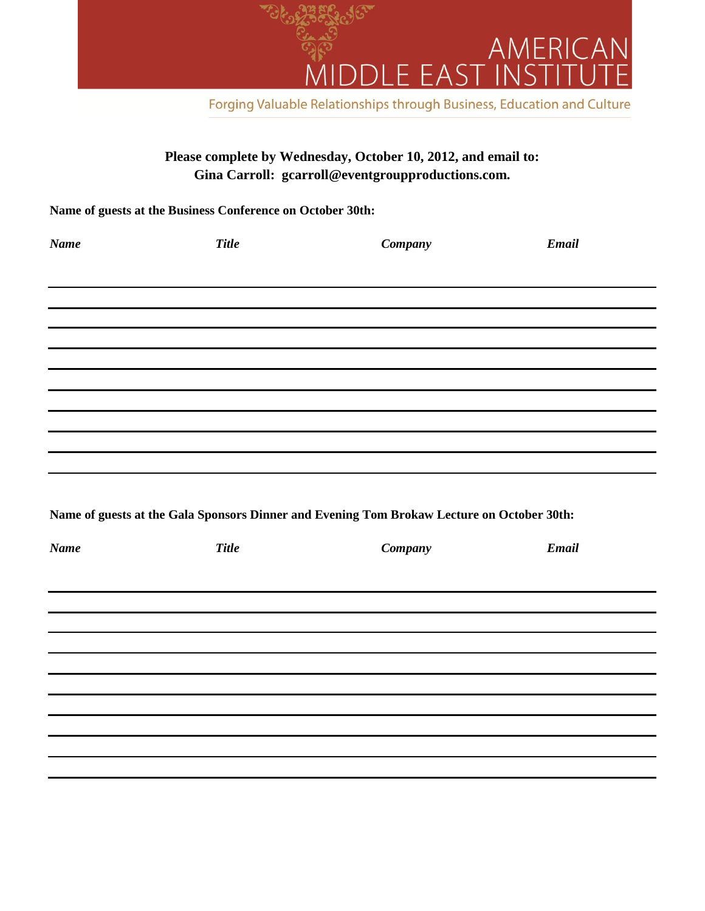# AMERICAN MIDDLE EAST INSTITUTE

Forging Valuable Relationships through Business, Education and Culture

**Please complete by Wednesday, October 10, 2012, and email to:**
**Gina Carroll: gcarroll@eventgroupproductions.com.**

**Name of guests at the Business Conference on October 30th:**

| ***Name*** | ***Title*** | ***Company*** | ***Email*** |
|---|---|---|---|
| | | | |
| | | | |
| | | | |
| | | | |
| | | | |
| | | | |
| | | | |
| | | | |
| | | | |

**Name of guests at the Gala Sponsors Dinner and Evening Tom Brokaw Lecture on October 30th:**

| ***Name*** | ***Title*** | ***Company*** | ***Email*** |
|---|---|---|---|
| | | | |
| | | | |
| | | | |
| | | | |
| | | | |
| | | | |
| | | | |
| | | | |
| | | | |